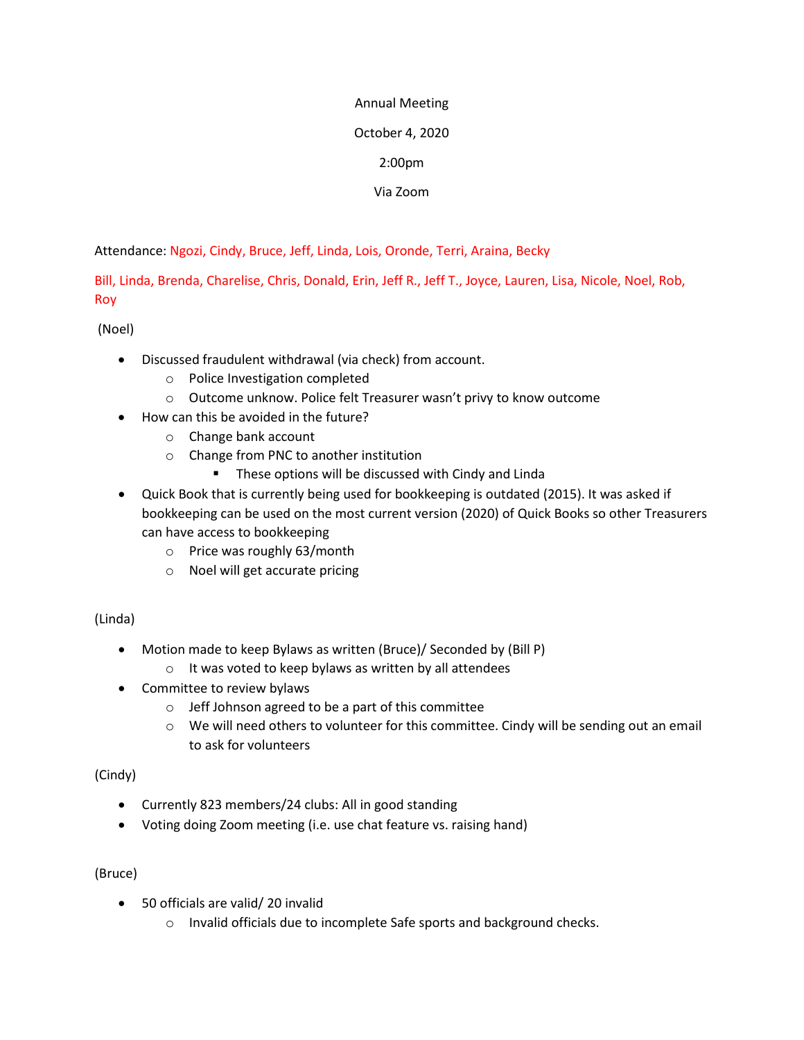Annual Meeting

October 4, 2020

2:00pm

Via Zoom

Attendance: Ngozi, Cindy, Bruce, Jeff, Linda, Lois, Oronde, Terri, Araina, Becky

Bill, Linda, Brenda, Charelise, Chris, Donald, Erin, Jeff R., Jeff T., Joyce, Lauren, Lisa, Nicole, Noel, Rob, Roy

(Noel)

- Discussed fraudulent withdrawal (via check) from account.
  - Police Investigation completed
  - Outcome unknow. Police felt Treasurer wasn't privy to know outcome
- How can this be avoided in the future?
  - Change bank account
  - Change from PNC to another institution
    - These options will be discussed with Cindy and Linda
- Quick Book that is currently being used for bookkeeping is outdated (2015). It was asked if bookkeeping can be used on the most current version (2020) of Quick Books so other Treasurers can have access to bookkeeping
  - Price was roughly 63/month
  - Noel will get accurate pricing

(Linda)

- Motion made to keep Bylaws as written (Bruce)/ Seconded by (Bill P)
  - It was voted to keep bylaws as written by all attendees
- Committee to review bylaws
  - Jeff Johnson agreed to be a part of this committee
  - We will need others to volunteer for this committee. Cindy will be sending out an email to ask for volunteers

(Cindy)

- Currently 823 members/24 clubs: All in good standing
- Voting doing Zoom meeting (i.e. use chat feature vs. raising hand)

(Bruce)

- 50 officials are valid/ 20 invalid
  - Invalid officials due to incomplete Safe sports and background checks.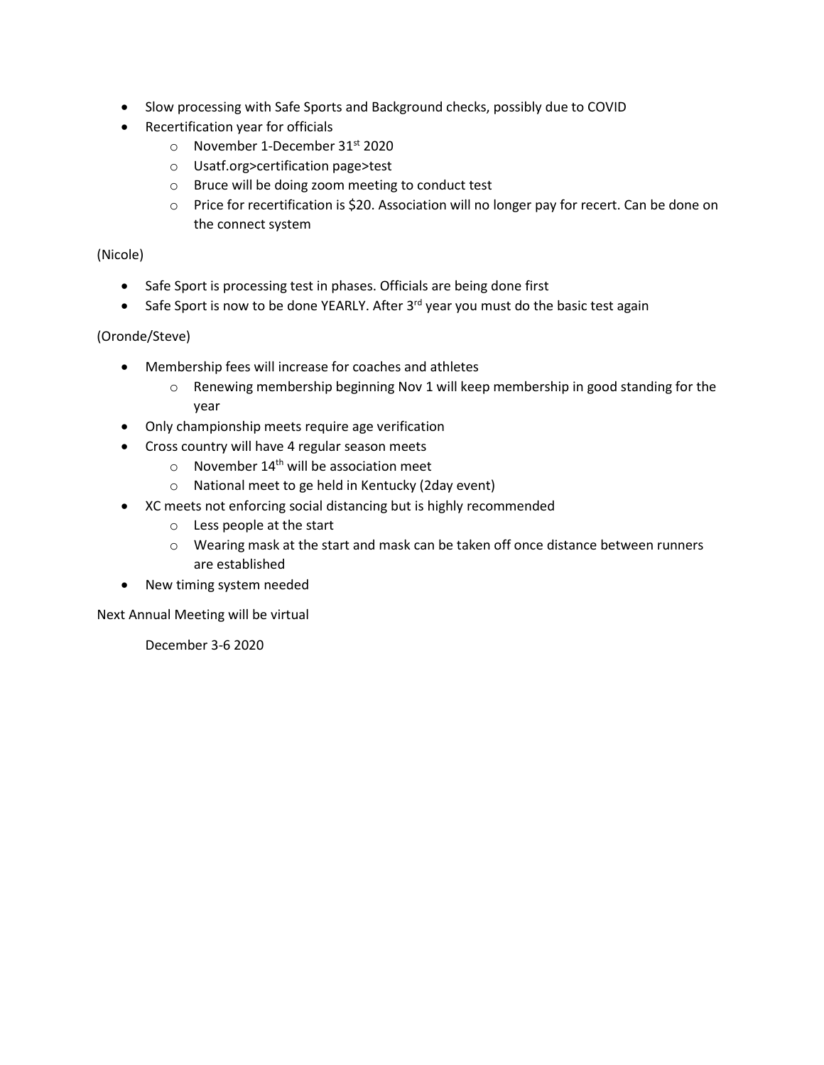- Slow processing with Safe Sports and Background checks, possibly due to COVID
- Recertification year for officials
  - November 1-December 31st 2020
  - Usatf.org>certification page>test
  - Bruce will be doing zoom meeting to conduct test
  - Price for recertification is $20. Association will no longer pay for recert. Can be done on the connect system

(Nicole)

- Safe Sport is processing test in phases. Officials are being done first
- Safe Sport is now to be done YEARLY. After 3rd year you must do the basic test again

(Oronde/Steve)

- Membership fees will increase for coaches and athletes
  - Renewing membership beginning Nov 1 will keep membership in good standing for the year
- Only championship meets require age verification
- Cross country will have 4 regular season meets
  - November 14th will be association meet
  - National meet to ge held in Kentucky (2day event)
- XC meets not enforcing social distancing but is highly recommended
  - Less people at the start
  - Wearing mask at the start and mask can be taken off once distance between runners are established
- New timing system needed

Next Annual Meeting will be virtual

December 3-6 2020